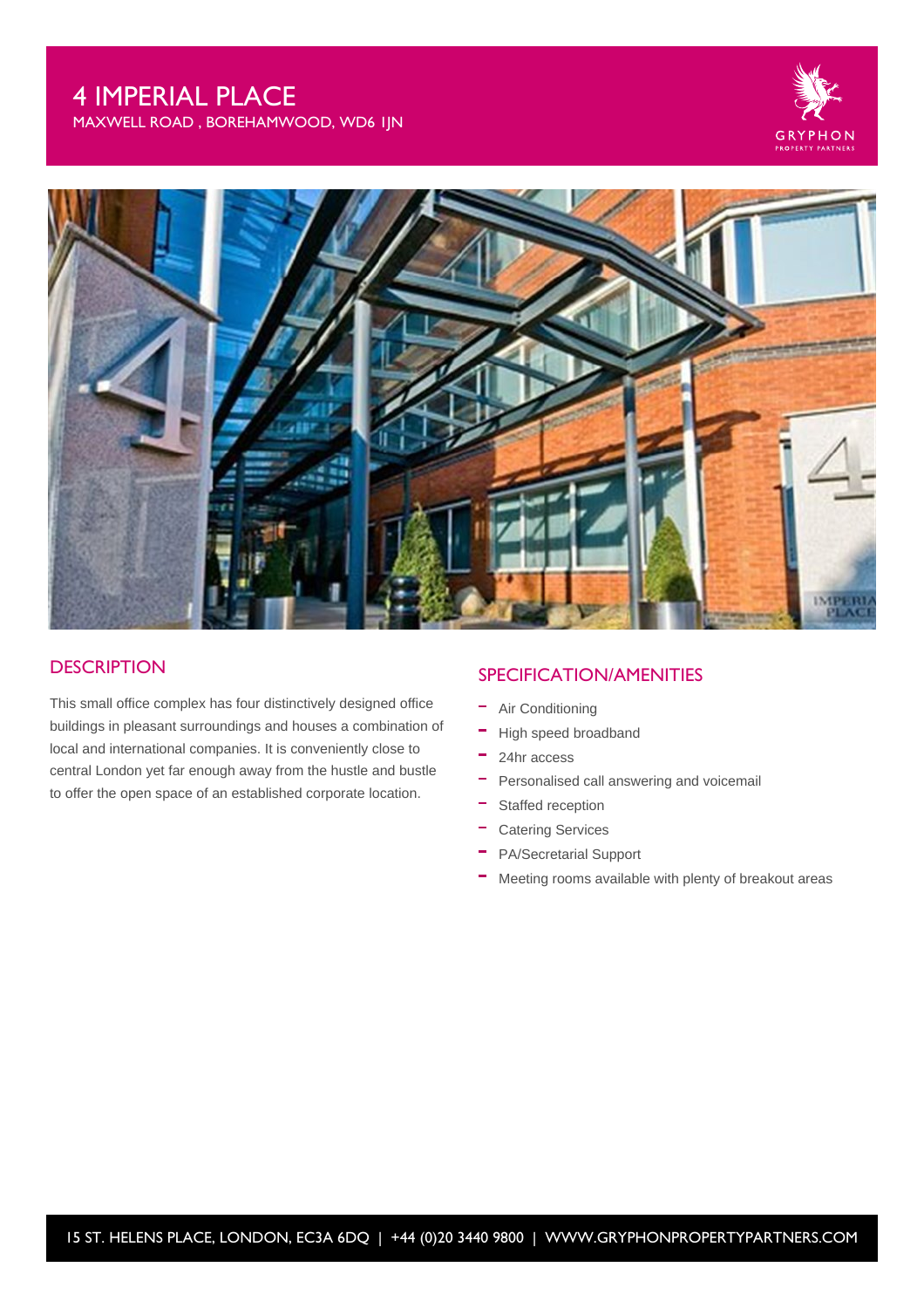# 4 IMPERIAL PLACE

MAXWELL ROAD , BOREHAMWOOD, WD6 1JN

## DESCRIPTION

This small office complex has four distinctively designed office buildings in pleasant surroundings and houses a combination of local and international companies. It is conveniently close to central London yet far enough away from the hustle and bustle to offer the open space of an established corporate location.

## SPECIFICATION/AMENITIES

- Air Conditioning
- High speed broadband
- 24hr access
- Personalised call answering and voicemail
- Staffed reception
- Catering Services
- PA/Secretarial Support
- Meeting rooms available with plenty of breakout areas

15 ST. HELENS PLACE, LONDON, EC3A 6DQ | +44 (0)20 3440 9800 | WWW.GRYPHONPROPERTYPARTNERS.COM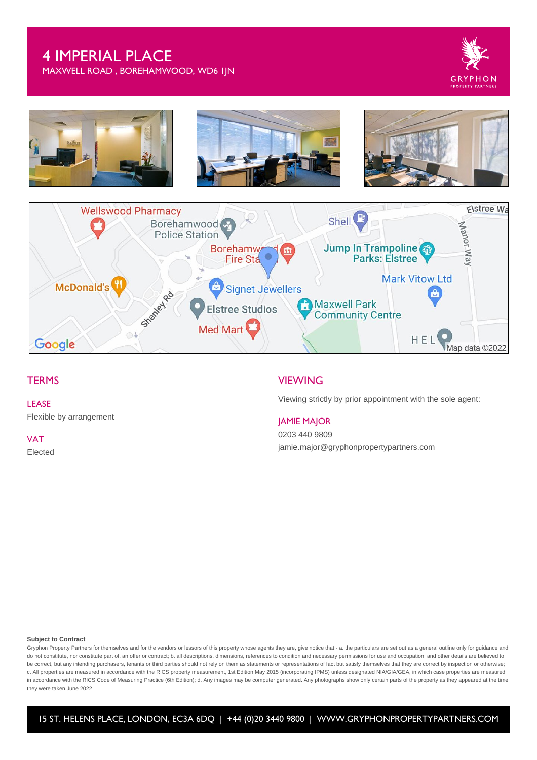# 4 IMPERIAL PLACE

MAXWELL ROAD , BOREHAMWOOD, WD6 1JN

GRYPHON PROPERTY PARTNERS

## TERMS

### LEASE

Flexible by arrangement

### VAT

Elected

## VIEWING

Viewing strictly by prior appointment with the sole agent:

### JAMIE MAJOR

0203 440 9809

jamie.major@gryphonpropertypartners.com

**Subject to Contract**

Gryphon Property Partners for themselves and for the vendors or lessors of this property whose agents they are, give notice that:- a. the particulars are set out as a general outline only for guidance and do not constitute, nor constitute part of, an offer or contract; b. all descriptions, dimensions, references to condition and necessary permissions for use and occupation, and other details are believed to be correct, but any intending purchasers, tenants or third parties should not rely on them as statements or representations of fact but satisfy themselves that they are correct by inspection or otherwise; c. All properties are measured in accordance with the RICS property measurement, 1st Edition May 2015 (incorporating IPMS) unless designated NIA/GIA/GEA, in which case properties are measured in accordance with the RICS Code of Measuring Practice (6th Edition); d. Any images may be computer generated. Any photographs show only certain parts of the property as they appeared at the time they were taken.June 2022

15 ST. HELENS PLACE, LONDON, EC3A 6DQ | +44 (0)20 3440 9800 | WWW.GRYPHONPROPERTYPARTNERS.COM